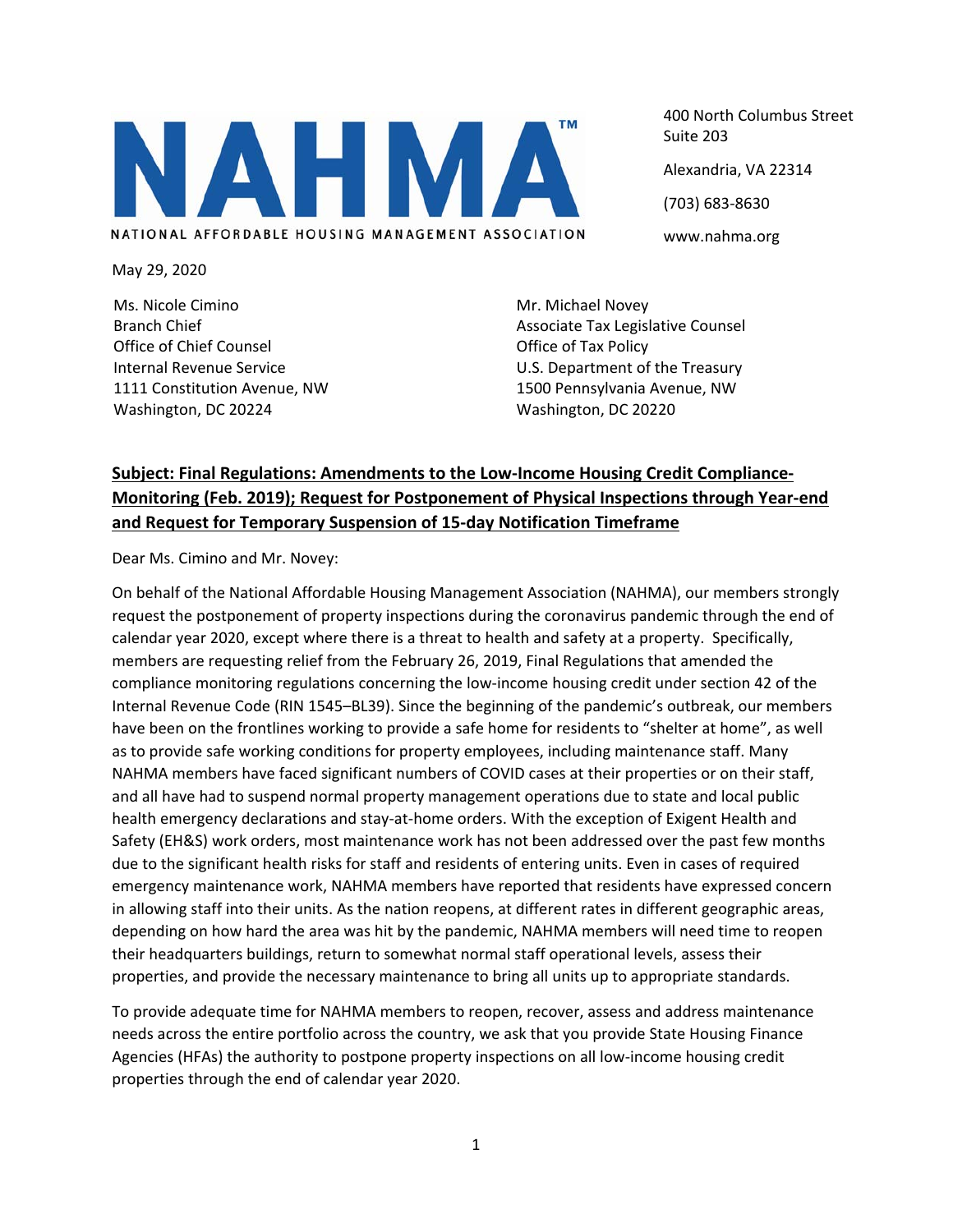# NAHMA™

NATIONAL AFFORDABLE HOUSING MANAGEMENT ASSOCIATION

400 North Columbus Street
Suite 203

Alexandria, VA 22314

(703) 683-8630

www.nahma.org

May 29, 2020

Ms. Nicole Cimino
Branch Chief
Office of Chief Counsel
Internal Revenue Service
1111 Constitution Avenue, NW
Washington, DC 20224

Mr. Michael Novey
Associate Tax Legislative Counsel
Office of Tax Policy
U.S. Department of the Treasury
1500 Pennsylvania Avenue, NW
Washington, DC 20220

**Subject: Final Regulations: Amendments to the Low-Income Housing Credit Compliance-Monitoring (Feb. 2019); Request for Postponement of Physical Inspections through Year-end and Request for Temporary Suspension of 15-day Notification Timeframe**

Dear Ms. Cimino and Mr. Novey:

On behalf of the National Affordable Housing Management Association (NAHMA), our members strongly request the postponement of property inspections during the coronavirus pandemic through the end of calendar year 2020, except where there is a threat to health and safety at a property. Specifically, members are requesting relief from the February 26, 2019, Final Regulations that amended the compliance monitoring regulations concerning the low-income housing credit under section 42 of the Internal Revenue Code (RIN 1545–BL39). Since the beginning of the pandemic's outbreak, our members have been on the frontlines working to provide a safe home for residents to "shelter at home", as well as to provide safe working conditions for property employees, including maintenance staff. Many NAHMA members have faced significant numbers of COVID cases at their properties or on their staff, and all have had to suspend normal property management operations due to state and local public health emergency declarations and stay-at-home orders. With the exception of Exigent Health and Safety (EH&S) work orders, most maintenance work has not been addressed over the past few months due to the significant health risks for staff and residents of entering units. Even in cases of required emergency maintenance work, NAHMA members have reported that residents have expressed concern in allowing staff into their units. As the nation reopens, at different rates in different geographic areas, depending on how hard the area was hit by the pandemic, NAHMA members will need time to reopen their headquarters buildings, return to somewhat normal staff operational levels, assess their properties, and provide the necessary maintenance to bring all units up to appropriate standards.

To provide adequate time for NAHMA members to reopen, recover, assess and address maintenance needs across the entire portfolio across the country, we ask that you provide State Housing Finance Agencies (HFAs) the authority to postpone property inspections on all low-income housing credit properties through the end of calendar year 2020.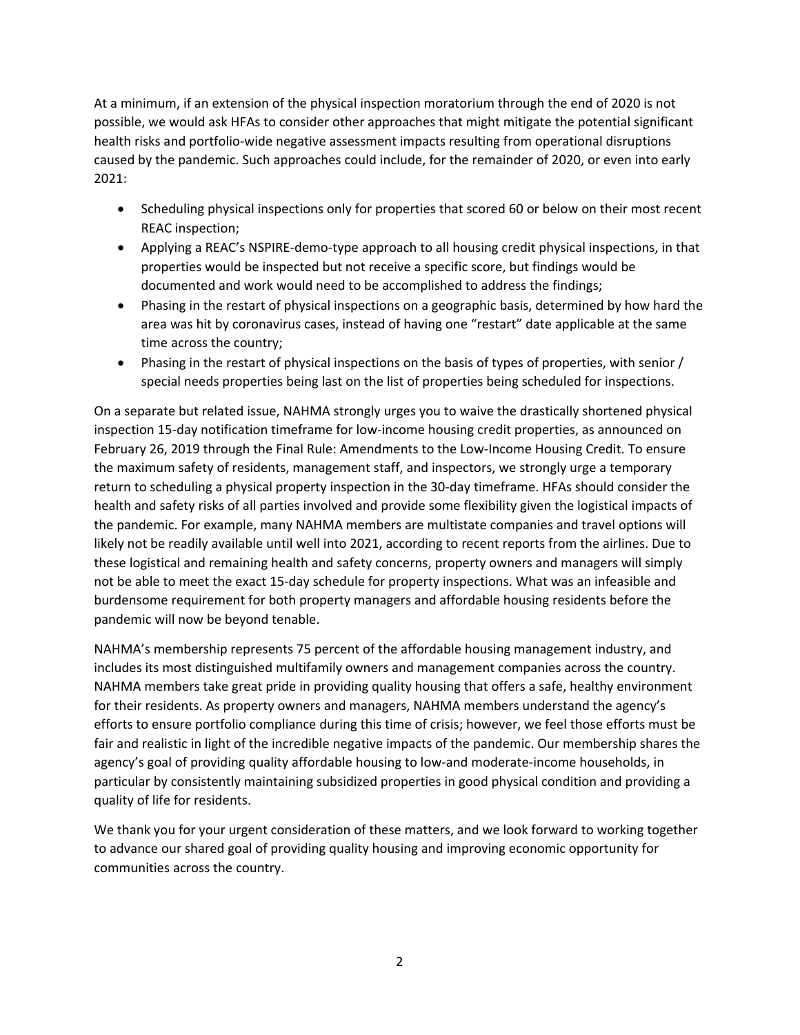At a minimum, if an extension of the physical inspection moratorium through the end of 2020 is not possible, we would ask HFAs to consider other approaches that might mitigate the potential significant health risks and portfolio-wide negative assessment impacts resulting from operational disruptions caused by the pandemic. Such approaches could include, for the remainder of 2020, or even into early 2021:

- Scheduling physical inspections only for properties that scored 60 or below on their most recent REAC inspection;
- Applying a REAC's NSPIRE-demo-type approach to all housing credit physical inspections, in that properties would be inspected but not receive a specific score, but findings would be documented and work would need to be accomplished to address the findings;
- Phasing in the restart of physical inspections on a geographic basis, determined by how hard the area was hit by coronavirus cases, instead of having one "restart" date applicable at the same time across the country;
- Phasing in the restart of physical inspections on the basis of types of properties, with senior / special needs properties being last on the list of properties being scheduled for inspections.

On a separate but related issue, NAHMA strongly urges you to waive the drastically shortened physical inspection 15-day notification timeframe for low-income housing credit properties, as announced on February 26, 2019 through the Final Rule: Amendments to the Low-Income Housing Credit. To ensure the maximum safety of residents, management staff, and inspectors, we strongly urge a temporary return to scheduling a physical property inspection in the 30-day timeframe. HFAs should consider the health and safety risks of all parties involved and provide some flexibility given the logistical impacts of the pandemic. For example, many NAHMA members are multistate companies and travel options will likely not be readily available until well into 2021, according to recent reports from the airlines. Due to these logistical and remaining health and safety concerns, property owners and managers will simply not be able to meet the exact 15-day schedule for property inspections. What was an infeasible and burdensome requirement for both property managers and affordable housing residents before the pandemic will now be beyond tenable.

NAHMA's membership represents 75 percent of the affordable housing management industry, and includes its most distinguished multifamily owners and management companies across the country. NAHMA members take great pride in providing quality housing that offers a safe, healthy environment for their residents. As property owners and managers, NAHMA members understand the agency's efforts to ensure portfolio compliance during this time of crisis; however, we feel those efforts must be fair and realistic in light of the incredible negative impacts of the pandemic. Our membership shares the agency's goal of providing quality affordable housing to low-and moderate-income households, in particular by consistently maintaining subsidized properties in good physical condition and providing a quality of life for residents.

We thank you for your urgent consideration of these matters, and we look forward to working together to advance our shared goal of providing quality housing and improving economic opportunity for communities across the country.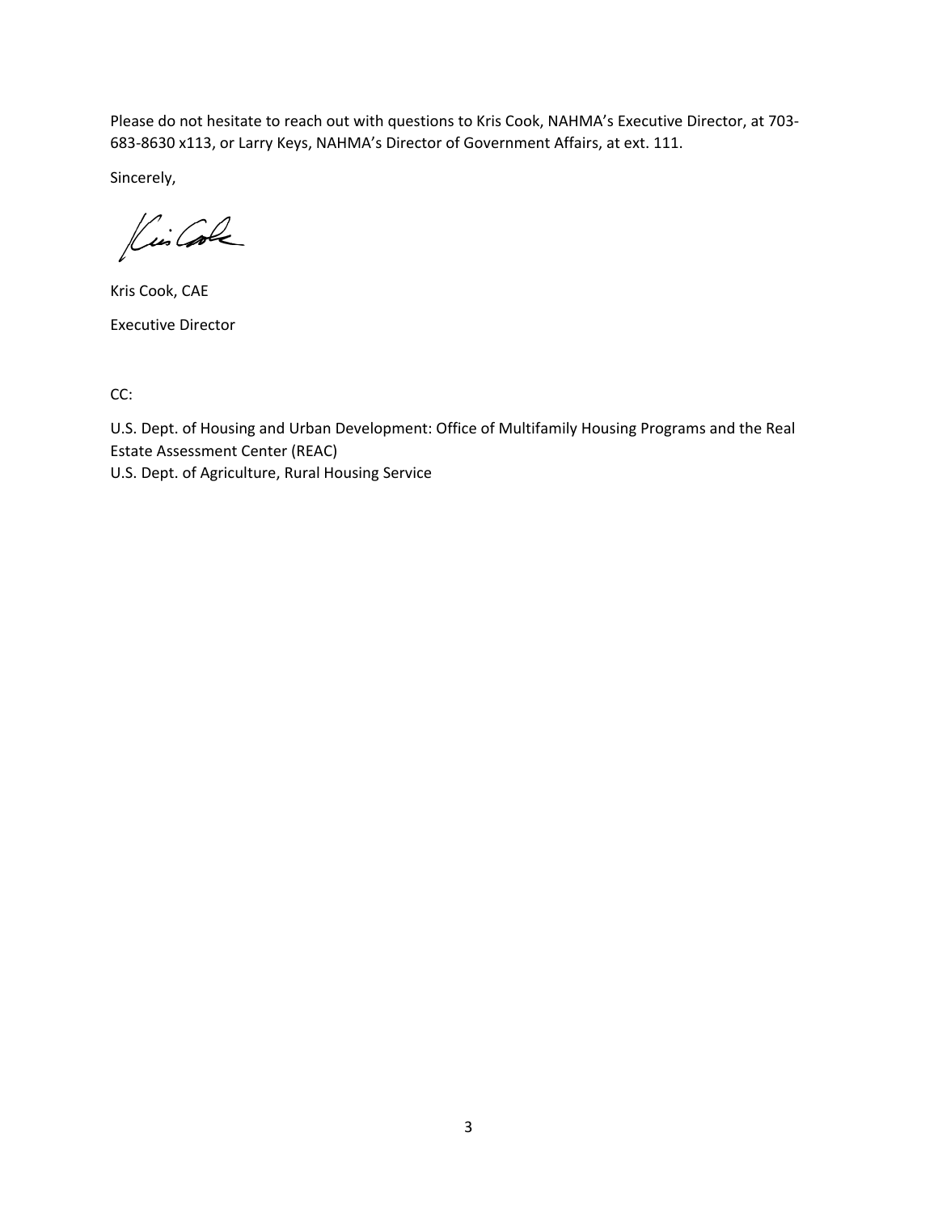Please do not hesitate to reach out with questions to Kris Cook, NAHMA's Executive Director, at 703-683-8630 x113, or Larry Keys, NAHMA's Director of Government Affairs, at ext. 111.

Sincerely,

Kris Cook, CAE

Executive Director

CC:

U.S. Dept. of Housing and Urban Development: Office of Multifamily Housing Programs and the Real Estate Assessment Center (REAC)
U.S. Dept. of Agriculture, Rural Housing Service